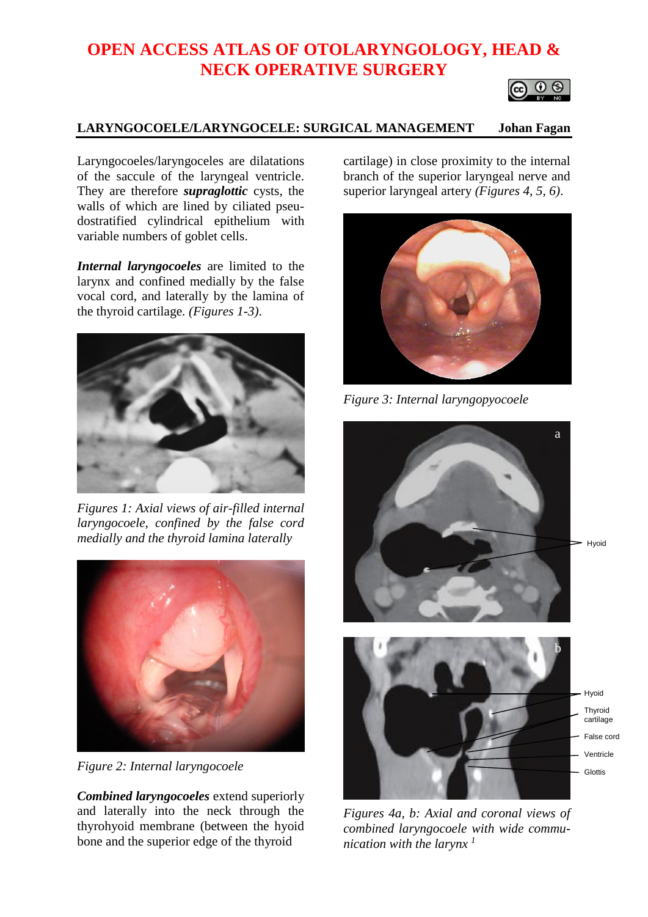# OPEN ACCESS ATLAS OF OTOLARYNGOLOGY, HEAD & NECK OPERATIVE SURGERY

## LARYNGOCOELE/LARYNGOCELE: SURGICAL MANAGEMENT

**Johan Fagan**

Laryngocoeles/laryngoceles are dilatations of the saccule of the laryngeal ventricle. They are therefore ***supraglottic*** cysts, the walls of which are lined by ciliated pseudostratified cylindrical epithelium with variable numbers of goblet cells.

***Internal laryngocoeles*** are limited to the larynx and confined medially by the false vocal cord, and laterally by the lamina of the thyroid cartilage. *(Figures 1-3)*.

*Figures 1: Axial views of air-filled internal laryngocoele, confined by the false cord medially and the thyroid lamina laterally*

*Figure 2: Internal laryngocoele*

***Combined laryngocoeles*** extend superiorly and laterally into the neck through the thyrohyoid membrane (between the hyoid bone and the superior edge of the thyroid cartilage) in close proximity to the internal branch of the superior laryngeal nerve and superior laryngeal artery *(Figures 4, 5, 6)*.

*Figure 3: Internal laryngopyocoele*

*Figures 4a, b: Axial and coronal views of combined laryngocoele with wide communication with the larynx [1]*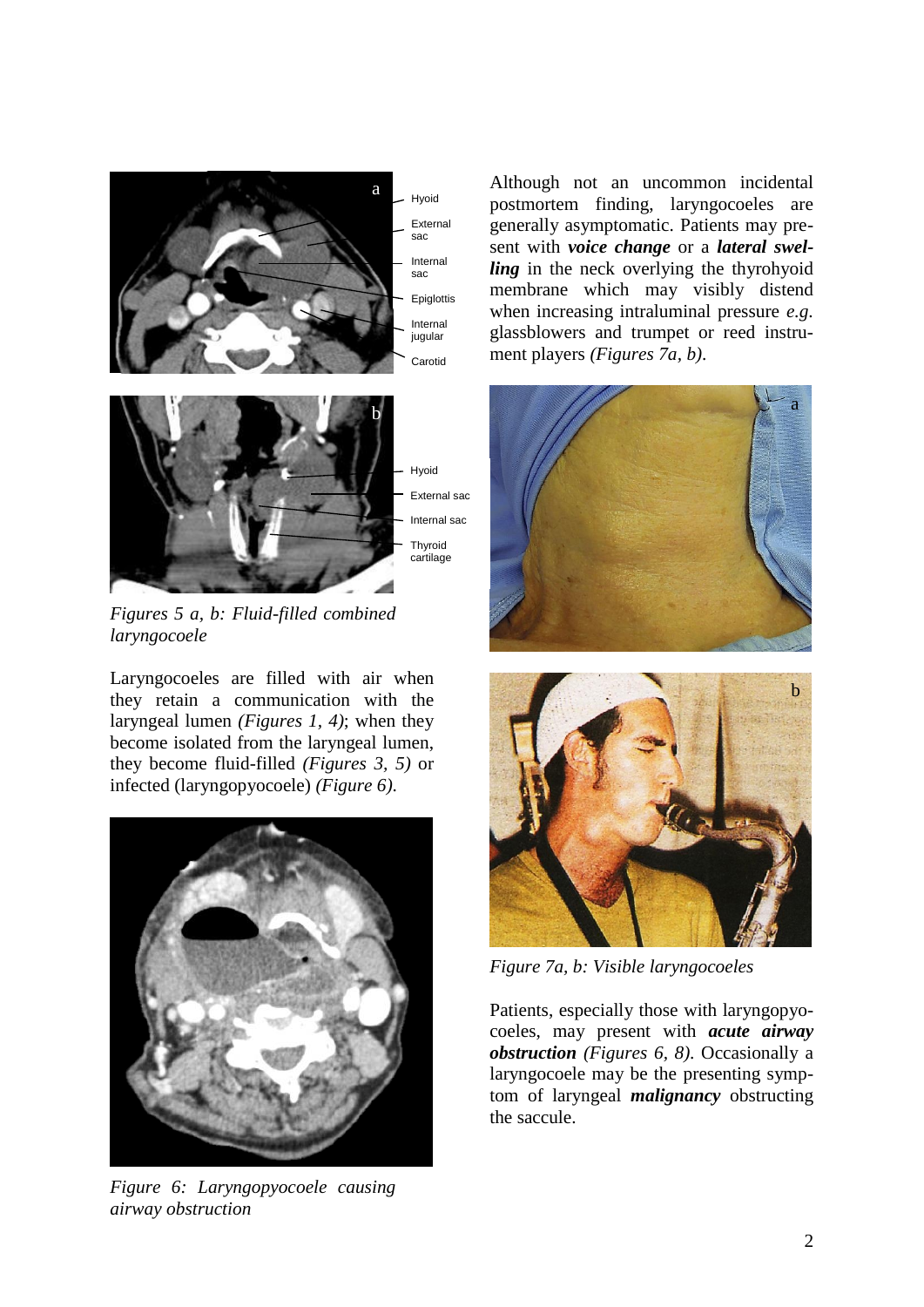Figures 5 a, b: *Fluid-filled combined laryngocoele*

Laryngocoeles are filled with air when they retain a communication with the laryngeal lumen *(Figures 1, 4)*; when they become isolated from the laryngeal lumen, they become fluid-filled *(Figures 3, 5)* or infected (laryngopyocoele) *(Figure 6)*.

*Figure 6: Laryngopyocoele causing airway obstruction*

Although not an uncommon incidental postmortem finding, laryngocoeles are generally asymptomatic. Patients may present with ***voice change*** or a ***lateral swelling*** in the neck overlying the thyrohyoid membrane which may visibly distend when increasing intraluminal pressure *e.g.* glassblowers and trumpet or reed instrument players *(Figures 7a, b)*.

*Figure 7a, b: Visible laryngocoeles*

Patients, especially those with laryngopyocoeles, may present with ***acute airway obstruction*** *(Figures 6, 8)*. Occasionally a laryngocoele may be the presenting symptom of laryngeal ***malignancy*** obstructing the saccule.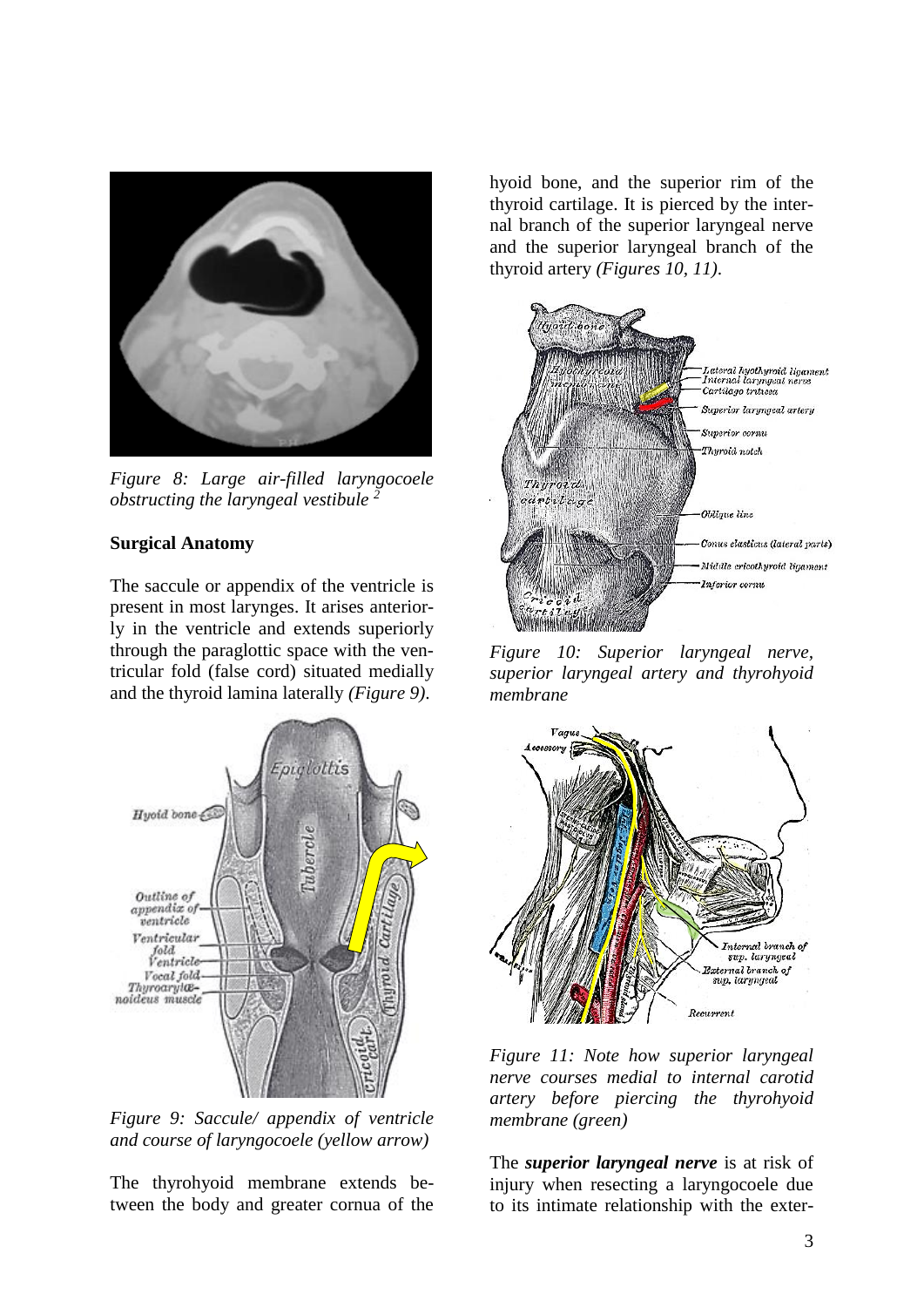Figure 8: Large air-filled laryngocoele obstructing the laryngeal vestibule [2]

**Surgical Anatomy**

The saccule or appendix of the ventricle is present in most larynges. It arises anteriorly in the ventricle and extends superiorly through the paraglottic space with the ventricular fold (false cord) situated medially and the thyroid lamina laterally *(Figure 9)*.

*Figure 9: Saccule/ appendix of ventricle and course of laryngocoele (yellow arrow)*

The thyrohyoid membrane extends between the body and greater cornua of the hyoid bone, and the superior rim of the thyroid cartilage. It is pierced by the internal branch of the superior laryngeal nerve and the superior laryngeal branch of the thyroid artery *(Figures 10, 11)*.

*Figure 10: Superior laryngeal nerve, superior laryngeal artery and thyrohyoid membrane*

*Figure 11: Note how superior laryngeal nerve courses medial to internal carotid artery before piercing the thyrohyoid membrane (green)*

The ***superior laryngeal nerve*** is at risk of injury when resecting a laryngocoele due to its intimate relationship with the exter-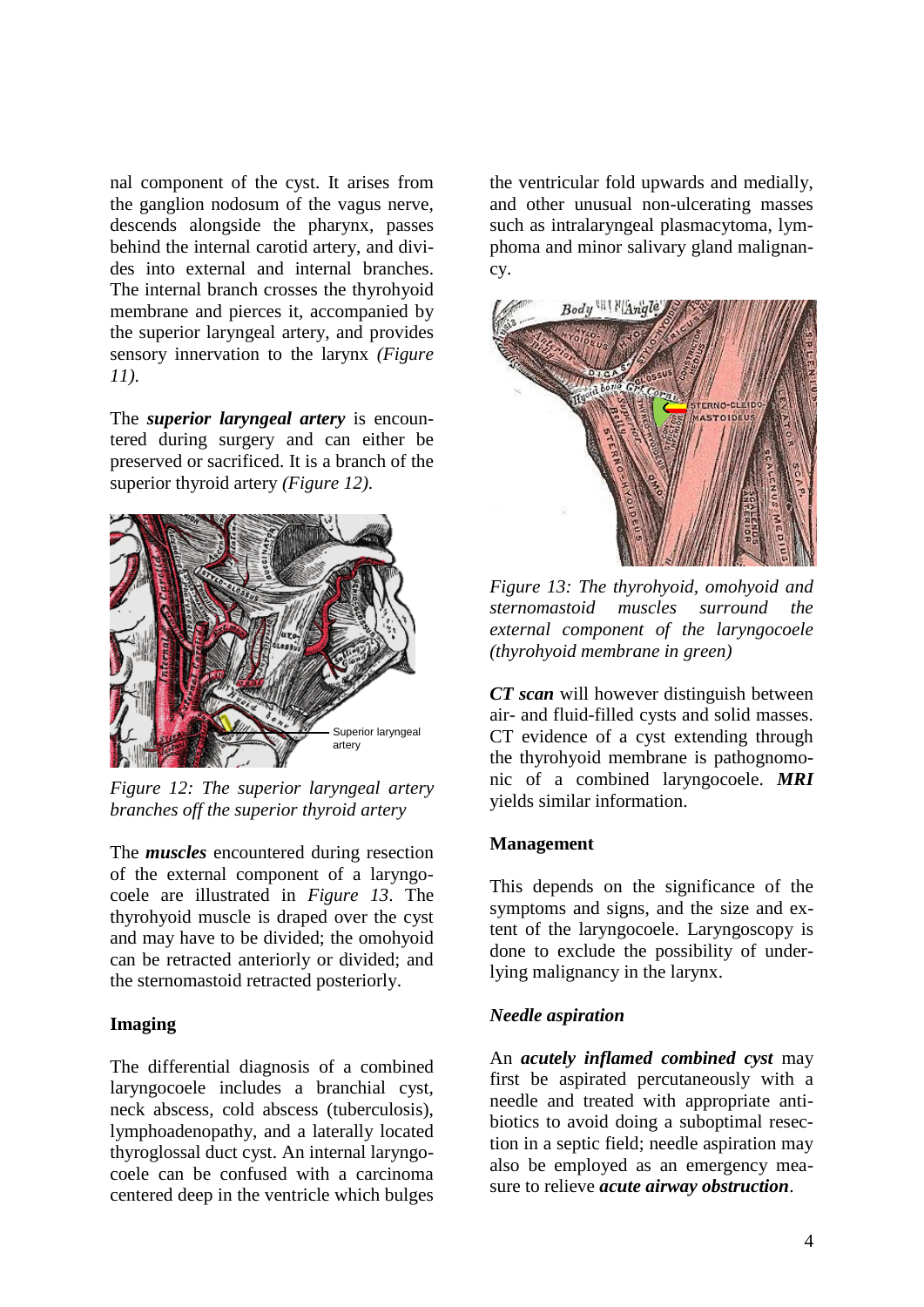nal component of the cyst. It arises from the ganglion nodosum of the vagus nerve, descends alongside the pharynx, passes behind the internal carotid artery, and divides into external and internal branches. The internal branch crosses the thyrohyoid membrane and pierces it, accompanied by the superior laryngeal artery, and provides sensory innervation to the larynx *(Figure 11)*.

The ***superior laryngeal artery*** is encountered during surgery and can either be preserved or sacrificed. It is a branch of the superior thyroid artery *(Figure 12)*.

*Figure 12: The superior laryngeal artery branches off the superior thyroid artery*

The ***muscles*** encountered during resection of the external component of a laryngocoele are illustrated in *Figure 13*. The thyrohyoid muscle is draped over the cyst and may have to be divided; the omohyoid can be retracted anteriorly or divided; and the sternomastoid retracted posteriorly.

**Imaging**

The differential diagnosis of a combined laryngocoele includes a branchial cyst, neck abscess, cold abscess (tuberculosis), lymphoadenopathy, and a laterally located thyroglossal duct cyst. An internal laryngocoele can be confused with a carcinoma centered deep in the ventricle which bulges the ventricular fold upwards and medially, and other unusual non-ulcerating masses such as intralaryngeal plasmacytoma, lymphoma and minor salivary gland malignancy.

*Figure 13: The thyrohyoid, omohyoid and sternomastoid muscles surround the external component of the laryngocoele (thyrohyoid membrane in green)*

***CT scan*** will however distinguish between air- and fluid-filled cysts and solid masses. CT evidence of a cyst extending through the thyrohyoid membrane is pathognomonic of a combined laryngocoele. ***MRI*** yields similar information.

**Management**

This depends on the significance of the symptoms and signs, and the size and extent of the laryngocoele. Laryngoscopy is done to exclude the possibility of underlying malignancy in the larynx.

***Needle aspiration***

An ***acutely inflamed combined cyst*** may first be aspirated percutaneously with a needle and treated with appropriate antibiotics to avoid doing a suboptimal resection in a septic field; needle aspiration may also be employed as an emergency measure to relieve ***acute airway obstruction***.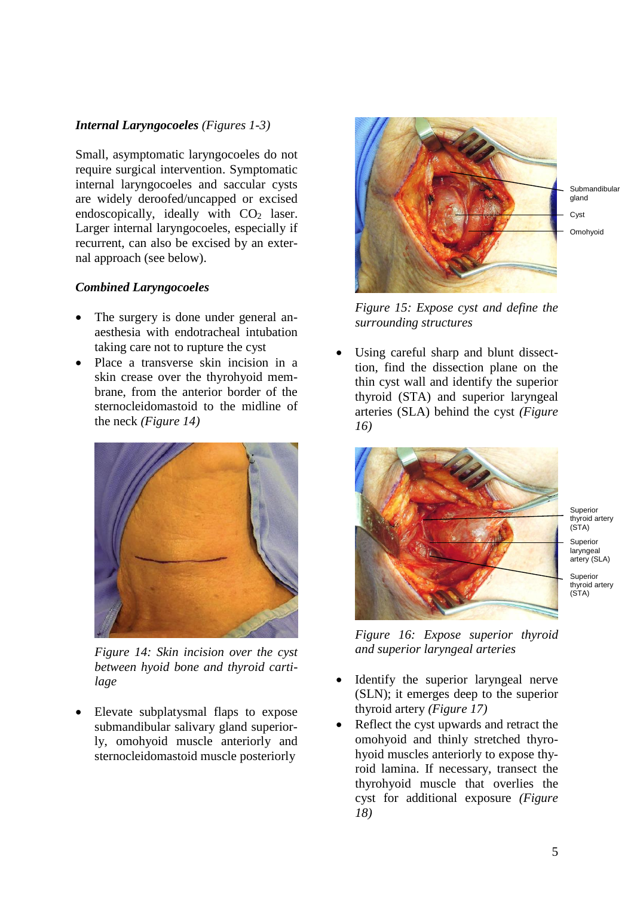***Internal Laryngocoeles*** *(Figures 1-3)*

Small, asymptomatic laryngocoeles do not require surgical intervention. Symptomatic internal laryngocoeles and saccular cysts are widely deroofed/uncapped or excised endoscopically, ideally with $CO_2$ laser. Larger internal laryngocoeles, especially if recurrent, can also be excised by an external approach (see below).

***Combined Laryngocoeles***

- The surgery is done under general anaesthesia with endotracheal intubation taking care not to rupture the cyst
- Place a transverse skin incision in a skin crease over the thyrohyoid membrane, from the anterior border of the sternocleidomastoid to the midline of the neck *(Figure 14)*

*Figure 14: Skin incision over the cyst between hyoid bone and thyroid cartilage*

- Elevate subplatysmal flaps to expose submandibular salivary gland superiorly, omohyoid muscle anteriorly and sternocleidomastoid muscle posteriorly

Submandibular gland

Cyst

Omohyoid

*Figure 15: Expose cyst and define the surrounding structures*

- Using careful sharp and blunt dissecttion, find the dissection plane on the thin cyst wall and identify the superior thyroid (STA) and superior laryngeal arteries (SLA) behind the cyst *(Figure 16)*

Superior thyroid artery (STA)

Superior laryngeal artery (SLA)

Superior thyroid artery (STA)

*Figure 16: Expose superior thyroid and superior laryngeal arteries*

- Identify the superior laryngeal nerve (SLN); it emerges deep to the superior thyroid artery *(Figure 17)*
- Reflect the cyst upwards and retract the omohyoid and thinly stretched thyrohyoid muscles anteriorly to expose thyroid lamina. If necessary, transect the thyrohyoid muscle that overlies the cyst for additional exposure *(Figure 18)*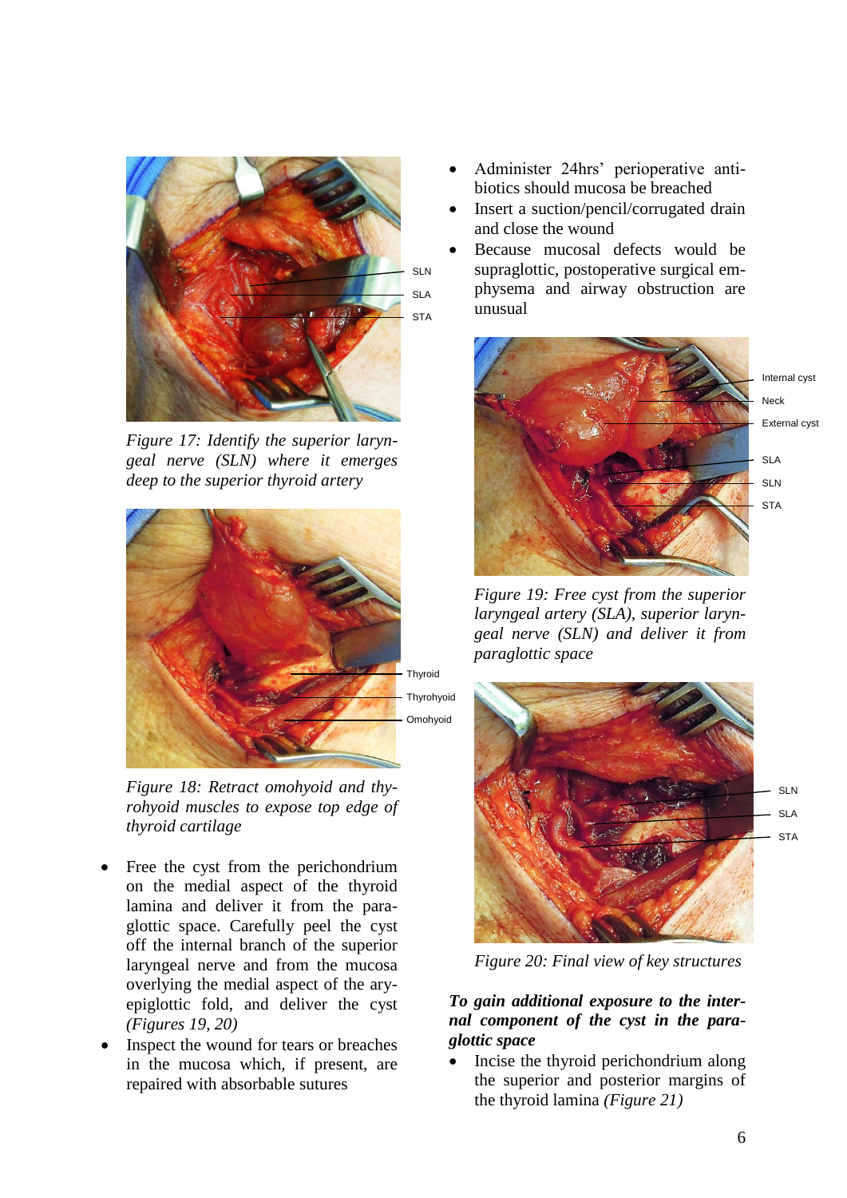*Figure 17: Identify the superior laryngeal nerve (SLN) where it emerges deep to the superior thyroid artery*

*Figure 18: Retract omohyoid and thyrohyoid muscles to expose top edge of thyroid cartilage*

- Free the cyst from the perichondrium on the medial aspect of the thyroid lamina and deliver it from the paraglottic space. Carefully peel the cyst off the internal branch of the superior laryngeal nerve and from the mucosa overlying the medial aspect of the aryepiglottic fold, and deliver the cyst *(Figures 19, 20)*
- Inspect the wound for tears or breaches in the mucosa which, if present, are repaired with absorbable sutures
- Administer 24hrs' perioperative antibiotics should mucosa be breached
- Insert a suction/pencil/corrugated drain and close the wound
- Because mucosal defects would be supraglottic, postoperative surgical emphysema and airway obstruction are unusual

*Figure 19: Free cyst from the superior laryngeal artery (SLA), superior laryngeal nerve (SLN) and deliver it from paraglottic space*

*Figure 20: Final view of key structures*

***To gain additional exposure to the internal component of the cyst in the paraglottic space***

- Incise the thyroid perichondrium along the superior and posterior margins of the thyroid lamina *(Figure 21)*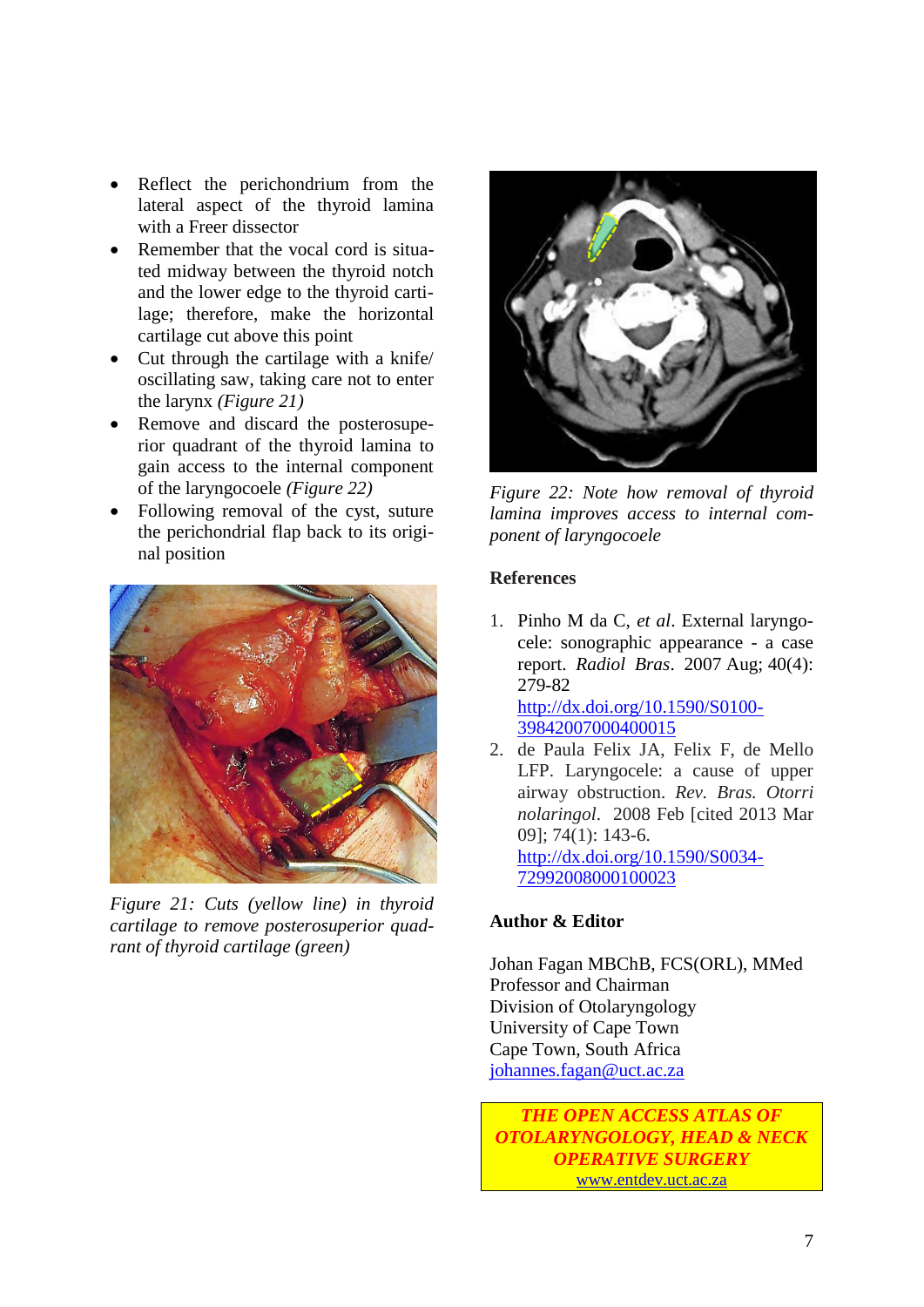- Reflect the perichondrium from the lateral aspect of the thyroid lamina with a Freer dissector
- Remember that the vocal cord is situated midway between the thyroid notch and the lower edge to the thyroid cartilage; therefore, make the horizontal cartilage cut above this point
- Cut through the cartilage with a knife/ oscillating saw, taking care not to enter the larynx *(Figure 21)*
- Remove and discard the posterosuperior quadrant of the thyroid lamina to gain access to the internal component of the laryngocoele *(Figure 22)*
- Following removal of the cyst, suture the perichondrial flap back to its original position

*Figure 21: Cuts (yellow line) in thyroid cartilage to remove posterosuperior quadrant of thyroid cartilage (green)*

*Figure 22: Note how removal of thyroid lamina improves access to internal component of laryngocoele*

## References

1. Pinho M da C, *et al*. External laryngocele: sonographic appearance - a case report. *Radiol Bras*. 2007 Aug; 40(4): 279-82 
   http://dx.doi.org/10.1590/S0100-39842007000400015
2. de Paula Felix JA, Felix F, de Mello LFP. Laryngocele: a cause of upper airway obstruction. *Rev. Bras. Otorrinolaringol*. 2008 Feb [cited 2013 Mar 09]; 74(1): 143-6. 
   http://dx.doi.org/10.1590/S0034-72992008000100023

## Author & Editor

Johan Fagan MBChB, FCS(ORL), MMed 
Professor and Chairman 
Division of Otolaryngology 
University of Cape Town 
Cape Town, South Africa 
johannes.fagan@uct.ac.za

***THE OPEN ACCESS ATLAS OF OTOLARYNGOLOGY, HEAD & NECK OPERATIVE SURGERY*** 
www.entdev.uct.ac.za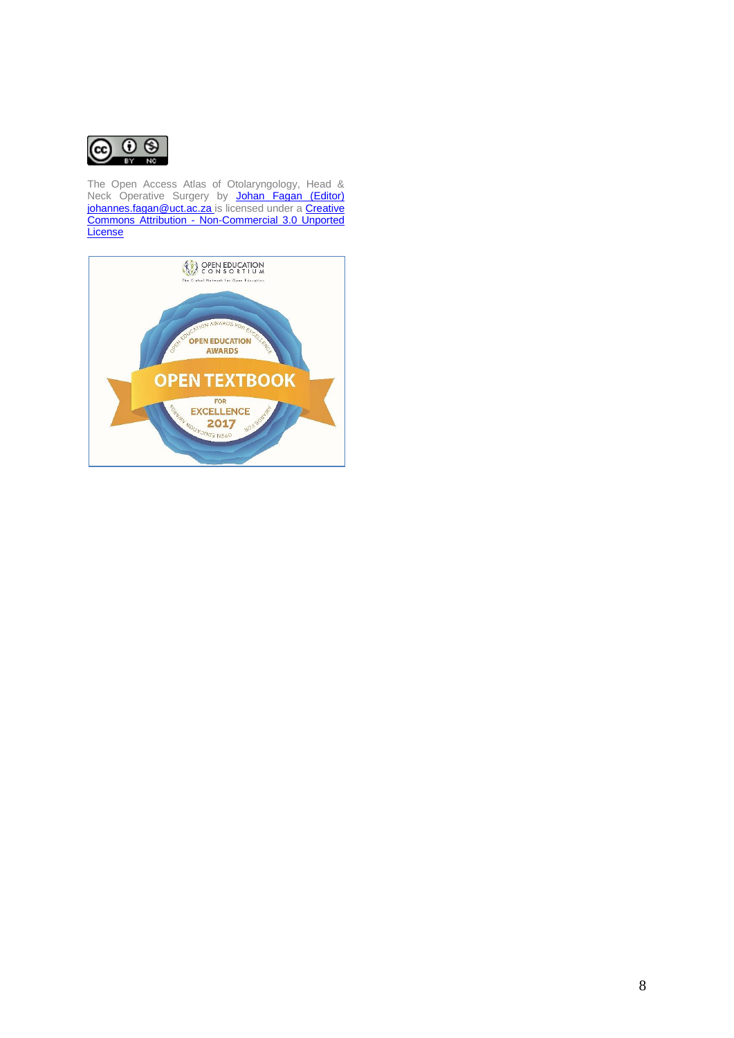The Open Access Atlas of Otolaryngology, Head & Neck Operative Surgery by Johan Fagan (Editor) johannes.fagan@uct.ac.za is licensed under a Creative Commons Attribution - Non-Commercial 3.0 Unported License